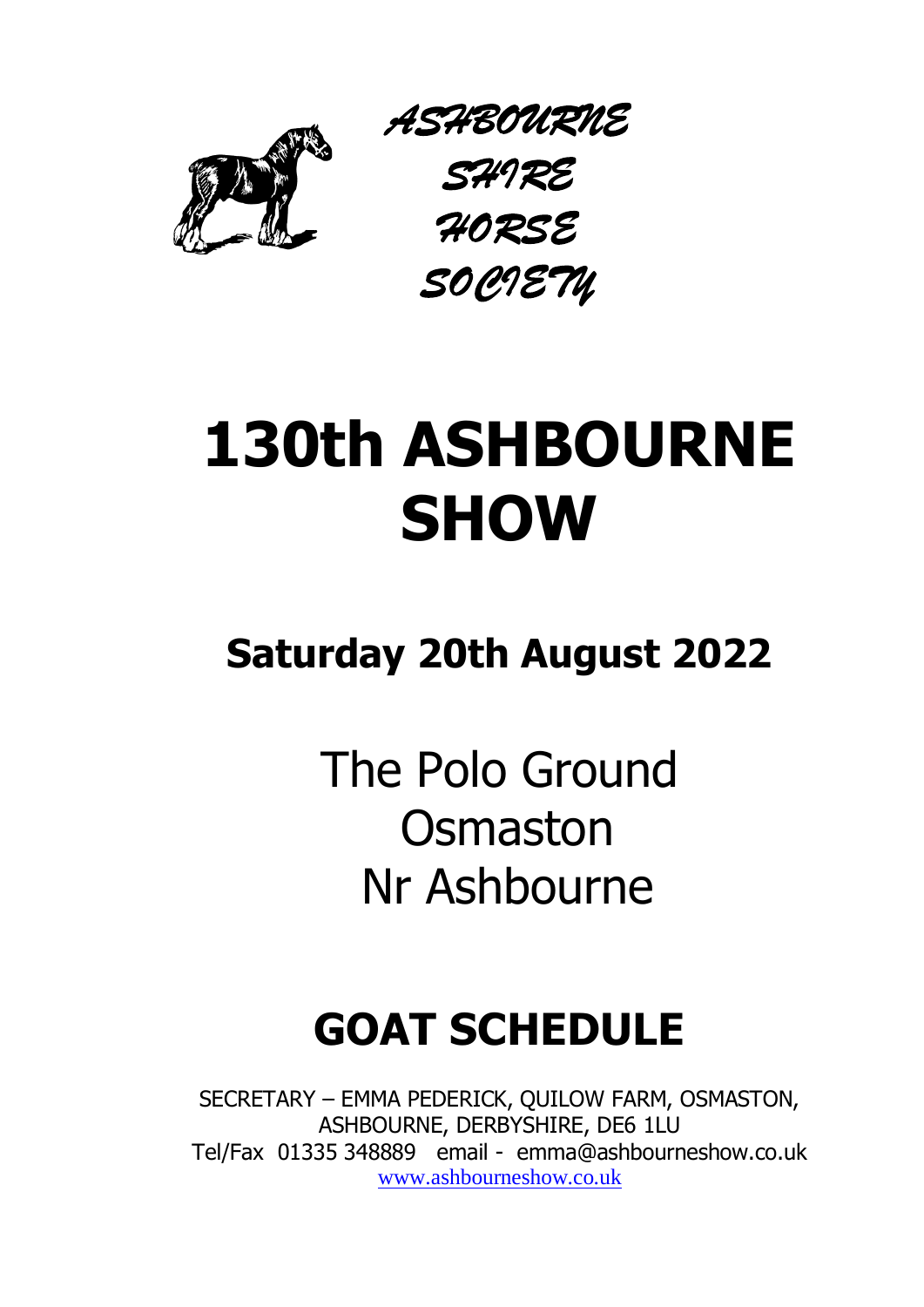*ASHBOURNE SHIRE HORSE SOCIETY*

# 130th ASHBOURNE SHOW

## Saturday 20th August 2022

The Polo Ground
Osmaston
Nr Ashbourne

# GOAT SCHEDULE

SECRETARY – EMMA PEDERICK, QUILOW FARM, OSMASTON, ASHBOURNE, DERBYSHIRE, DE6 1LU
Tel/Fax 01335 348889 email - emma@ashbourneshow.co.uk
www.ashbourneshow.co.uk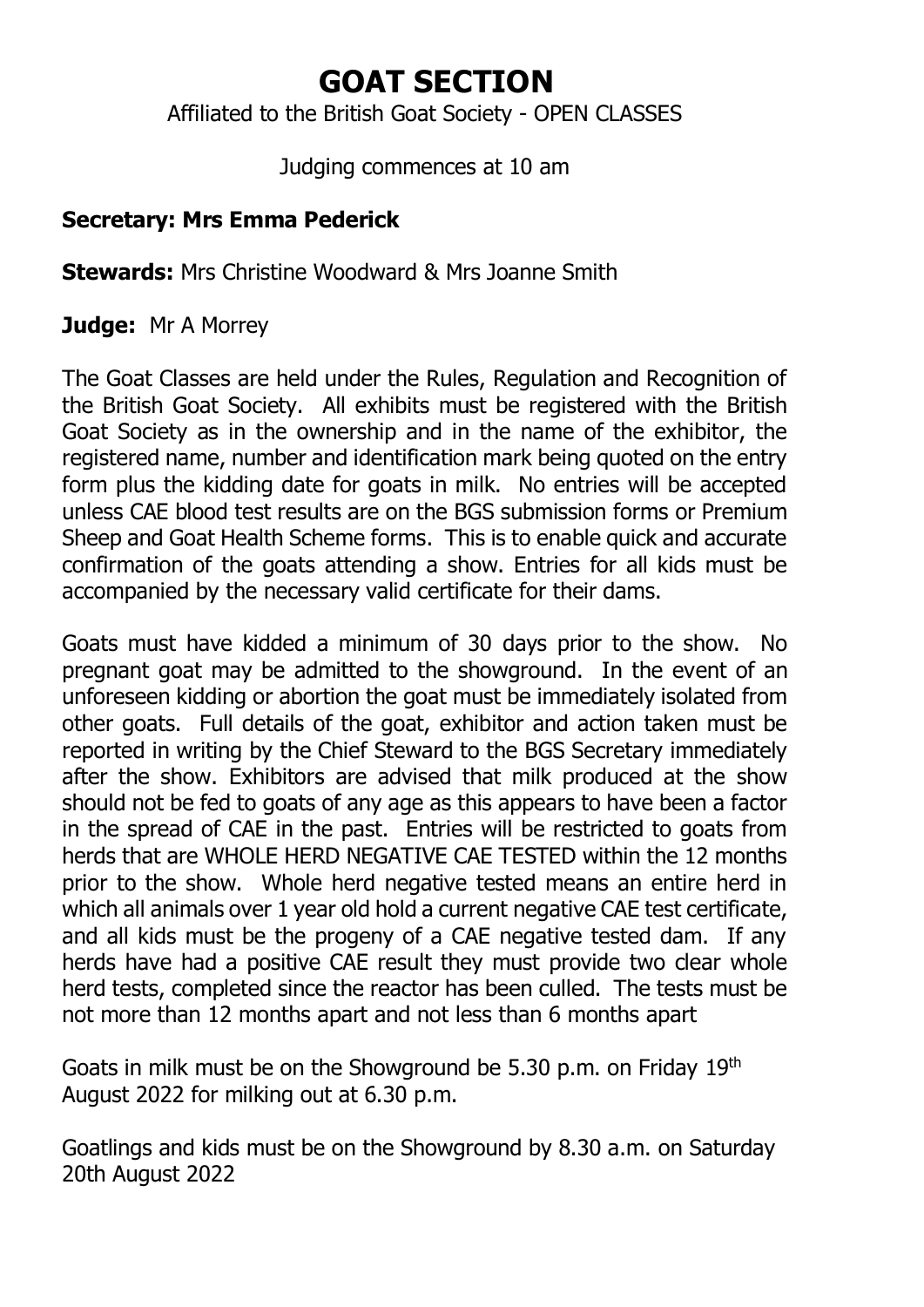# GOAT SECTION

Affiliated to the British Goat Society - OPEN CLASSES

Judging commences at 10 am

**Secretary: Mrs Emma Pederick**

**Stewards:** Mrs Christine Woodward & Mrs Joanne Smith

**Judge:** Mr A Morrey

The Goat Classes are held under the Rules, Regulation and Recognition of the British Goat Society. All exhibits must be registered with the British Goat Society as in the ownership and in the name of the exhibitor, the registered name, number and identification mark being quoted on the entry form plus the kidding date for goats in milk. No entries will be accepted unless CAE blood test results are on the BGS submission forms or Premium Sheep and Goat Health Scheme forms. This is to enable quick and accurate confirmation of the goats attending a show. Entries for all kids must be accompanied by the necessary valid certificate for their dams.

Goats must have kidded a minimum of 30 days prior to the show. No pregnant goat may be admitted to the showground. In the event of an unforeseen kidding or abortion the goat must be immediately isolated from other goats. Full details of the goat, exhibitor and action taken must be reported in writing by the Chief Steward to the BGS Secretary immediately after the show. Exhibitors are advised that milk produced at the show should not be fed to goats of any age as this appears to have been a factor in the spread of CAE in the past. Entries will be restricted to goats from herds that are WHOLE HERD NEGATIVE CAE TESTED within the 12 months prior to the show. Whole herd negative tested means an entire herd in which all animals over 1 year old hold a current negative CAE test certificate, and all kids must be the progeny of a CAE negative tested dam. If any herds have had a positive CAE result they must provide two clear whole herd tests, completed since the reactor has been culled. The tests must be not more than 12 months apart and not less than 6 months apart

Goats in milk must be on the Showground be 5.30 p.m. on Friday 19th August 2022 for milking out at 6.30 p.m.

Goatlings and kids must be on the Showground by 8.30 a.m. on Saturday 20th August 2022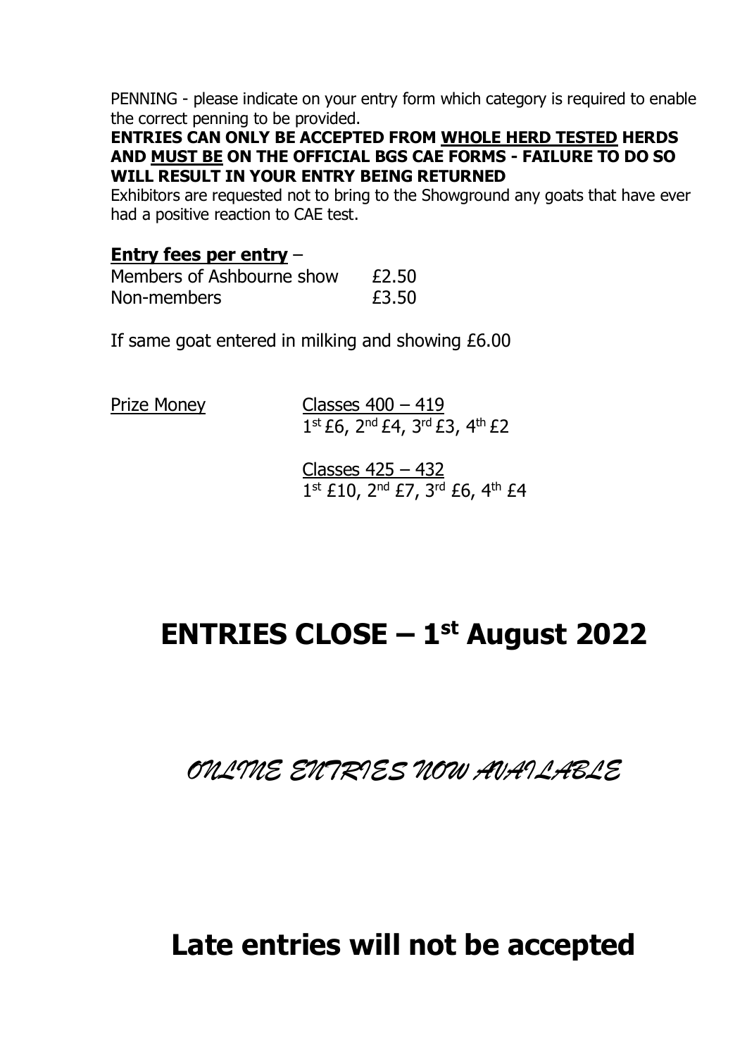PENNING - please indicate on your entry form which category is required to enable the correct penning to be provided.

**ENTRIES CAN ONLY BE ACCEPTED FROM <u>WHOLE HERD TESTED</u> HERDS AND <u>MUST BE</u> ON THE OFFICIAL BGS CAE FORMS - FAILURE TO DO SO WILL RESULT IN YOUR ENTRY BEING RETURNED**

Exhibitors are requested not to bring to the Showground any goats that have ever had a positive reaction to CAE test.

**<u>Entry fees per entry</u>** –

| | |
|---|---|
| Members of Ashbourne show | £2.50 |
| Non-members | £3.50 |

If same goat entered in milking and showing £6.00

<u>Prize Money</u>

<u>Classes 400 – 419</u>
1st £6, 2nd £4, 3rd £3, 4th £2

<u>Classes 425 – 432</u>
1st £10, 2nd £7, 3rd £6, 4th £4

# ENTRIES CLOSE – 1st August 2022

*ONLINE ENTRIES NOW AVAILABLE*

# Late entries will not be accepted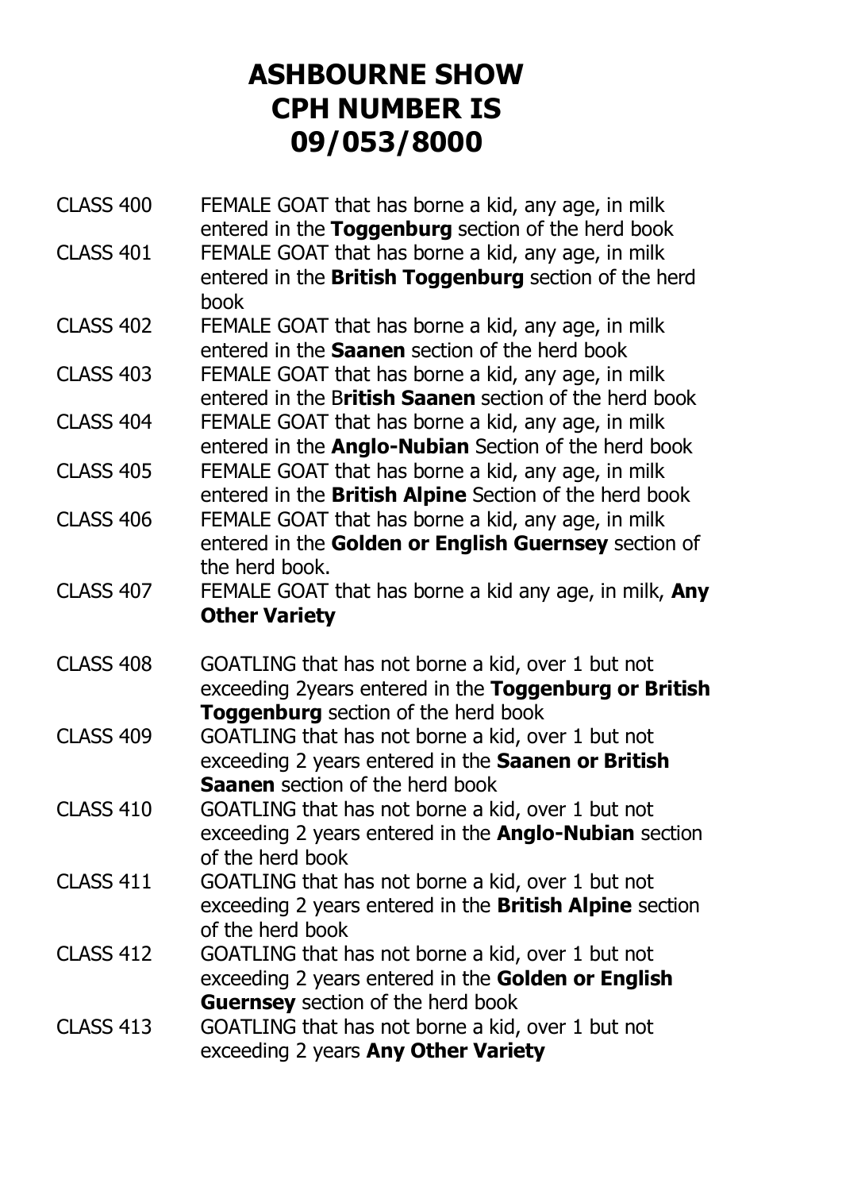# ASHBOURNE SHOW CPH NUMBER IS 09/053/8000

CLASS 400 FEMALE GOAT that has borne a kid, any age, in milk entered in the **Toggenburg** section of the herd book

CLASS 401 FEMALE GOAT that has borne a kid, any age, in milk entered in the **British Toggenburg** section of the herd book

CLASS 402 FEMALE GOAT that has borne a kid, any age, in milk entered in the **Saanen** section of the herd book

CLASS 403 FEMALE GOAT that has borne a kid, any age, in milk entered in the B**ritish Saanen** section of the herd book

CLASS 404 FEMALE GOAT that has borne a kid, any age, in milk entered in the **Anglo-Nubian** Section of the herd book

CLASS 405 FEMALE GOAT that has borne a kid, any age, in milk entered in the **British Alpine** Section of the herd book

CLASS 406 FEMALE GOAT that has borne a kid, any age, in milk entered in the **Golden or English Guernsey** section of the herd book.

CLASS 407 FEMALE GOAT that has borne a kid any age, in milk, **Any Other Variety**

CLASS 408 GOATLING that has not borne a kid, over 1 but not exceeding 2years entered in the **Toggenburg or British Toggenburg** section of the herd book

CLASS 409 GOATLING that has not borne a kid, over 1 but not exceeding 2 years entered in the **Saanen or British Saanen** section of the herd book

CLASS 410 GOATLING that has not borne a kid, over 1 but not exceeding 2 years entered in the **Anglo-Nubian** section of the herd book

CLASS 411 GOATLING that has not borne a kid, over 1 but not exceeding 2 years entered in the **British Alpine** section of the herd book

CLASS 412 GOATLING that has not borne a kid, over 1 but not exceeding 2 years entered in the **Golden or English Guernsey** section of the herd book

CLASS 413 GOATLING that has not borne a kid, over 1 but not exceeding 2 years **Any Other Variety**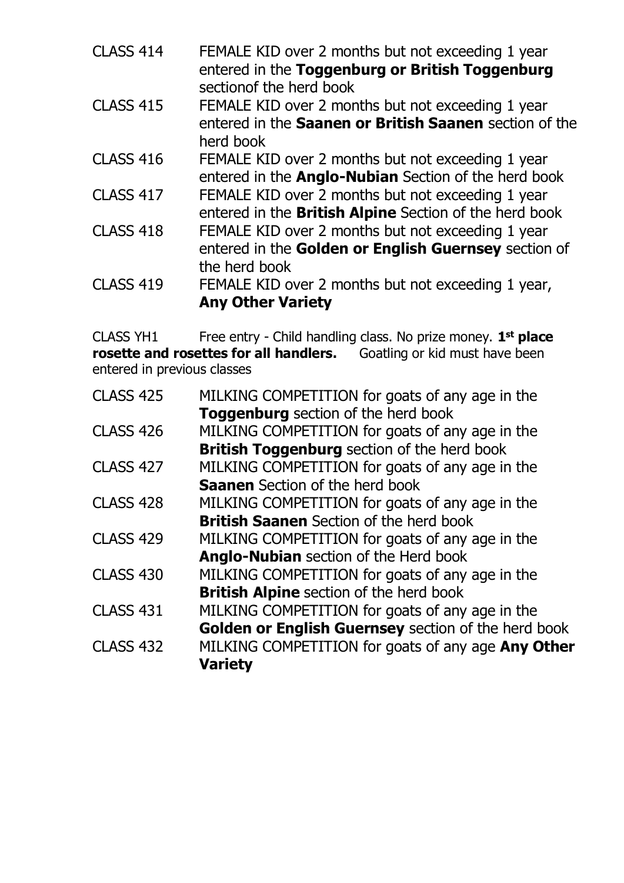CLASS 414 FEMALE KID over 2 months but not exceeding 1 year entered in the **Toggenburg or British Toggenburg** sectionof the herd book

CLASS 415 FEMALE KID over 2 months but not exceeding 1 year entered in the **Saanen or British Saanen** section of the herd book

CLASS 416 FEMALE KID over 2 months but not exceeding 1 year entered in the **Anglo-Nubian** Section of the herd book

CLASS 417 FEMALE KID over 2 months but not exceeding 1 year entered in the **British Alpine** Section of the herd book

CLASS 418 FEMALE KID over 2 months but not exceeding 1 year entered in the **Golden or English Guernsey** section of the herd book

CLASS 419 FEMALE KID over 2 months but not exceeding 1 year, **Any Other Variety**

CLASS YH1 Free entry - Child handling class. No prize money. **1st place rosette and rosettes for all handlers.** Goatling or kid must have been entered in previous classes

CLASS 425 MILKING COMPETITION for goats of any age in the **Toggenburg** section of the herd book

CLASS 426 MILKING COMPETITION for goats of any age in the **British Toggenburg** section of the herd book

CLASS 427 MILKING COMPETITION for goats of any age in the **Saanen** Section of the herd book

CLASS 428 MILKING COMPETITION for goats of any age in the **British Saanen** Section of the herd book

CLASS 429 MILKING COMPETITION for goats of any age in the **Anglo-Nubian** section of the Herd book

CLASS 430 MILKING COMPETITION for goats of any age in the **British Alpine** section of the herd book

CLASS 431 MILKING COMPETITION for goats of any age in the **Golden or English Guernsey** section of the herd book

CLASS 432 MILKING COMPETITION for goats of any age **Any Other Variety**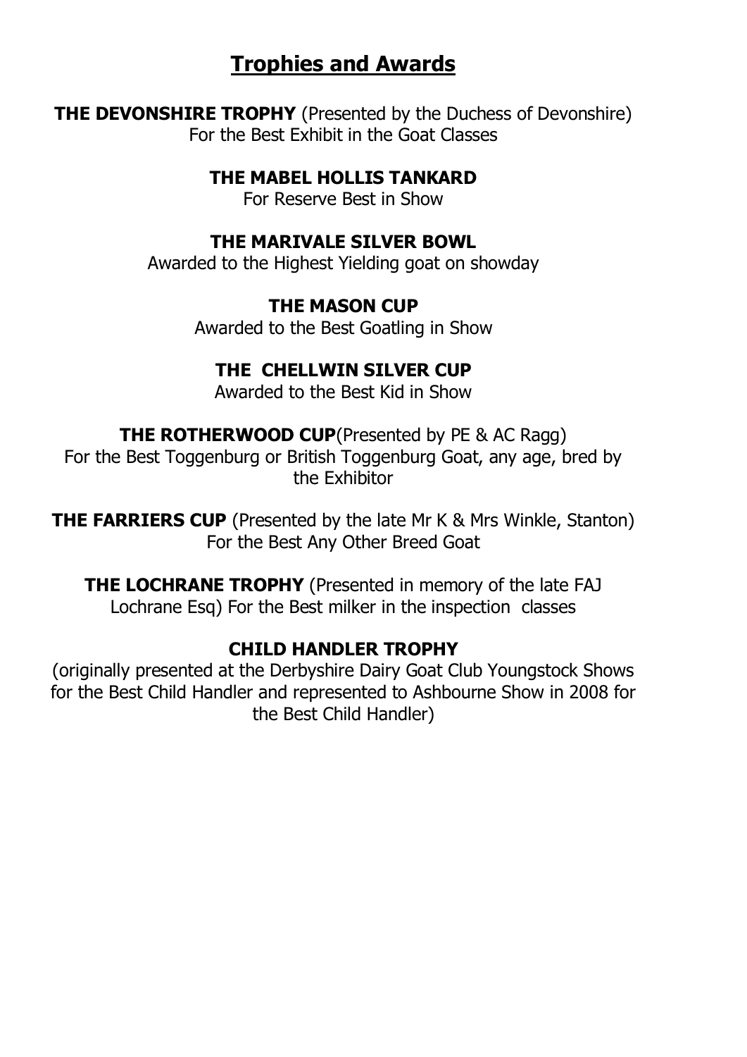# Trophies and Awards

**THE DEVONSHIRE TROPHY** (Presented by the Duchess of Devonshire)
For the Best Exhibit in the Goat Classes

**THE MABEL HOLLIS TANKARD**
For Reserve Best in Show

**THE MARIVALE SILVER BOWL**
Awarded to the Highest Yielding goat on showday

**THE MASON CUP**
Awarded to the Best Goatling in Show

**THE CHELLWIN SILVER CUP**
Awarded to the Best Kid in Show

**THE ROTHERWOOD CUP**(Presented by PE & AC Ragg)
For the Best Toggenburg or British Toggenburg Goat, any age, bred by the Exhibitor

**THE FARRIERS CUP** (Presented by the late Mr K & Mrs Winkle, Stanton)
For the Best Any Other Breed Goat

**THE LOCHRANE TROPHY** (Presented in memory of the late FAJ Lochrane Esq) For the Best milker in the inspection classes

**CHILD HANDLER TROPHY**
(originally presented at the Derbyshire Dairy Goat Club Youngstock Shows for the Best Child Handler and represented to Ashbourne Show in 2008 for the Best Child Handler)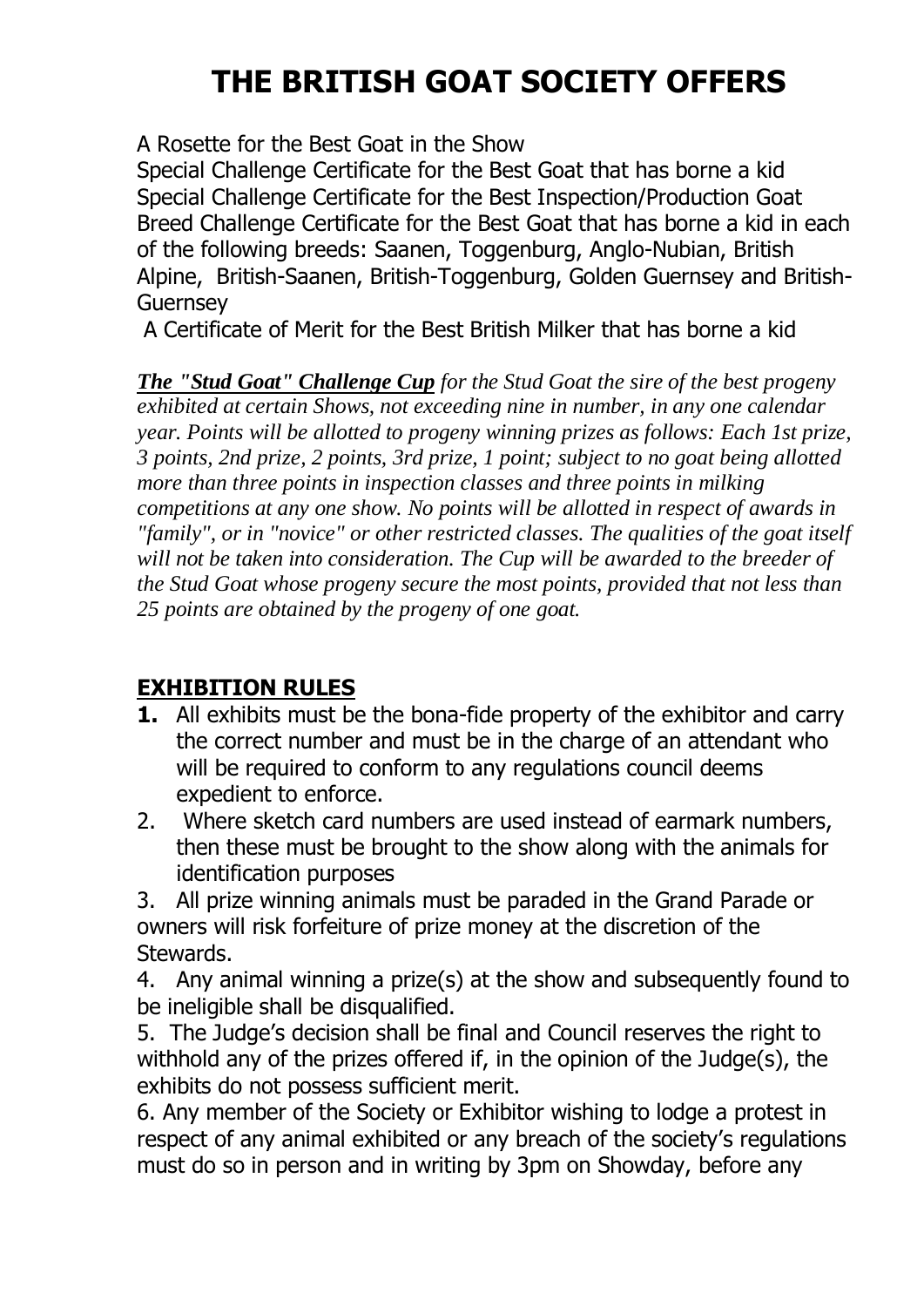# THE BRITISH GOAT SOCIETY OFFERS

A Rosette for the Best Goat in the Show
Special Challenge Certificate for the Best Goat that has borne a kid
Special Challenge Certificate for the Best Inspection/Production Goat
Breed Challenge Certificate for the Best Goat that has borne a kid in each of the following breeds: Saanen, Toggenburg, Anglo-Nubian, British Alpine, British-Saanen, British-Toggenburg, Golden Guernsey and British-Guernsey
A Certificate of Merit for the Best British Milker that has borne a kid

***The "Stud Goat" Challenge Cup*** *for the Stud Goat the sire of the best progeny exhibited at certain Shows, not exceeding nine in number, in any one calendar year. Points will be allotted to progeny winning prizes as follows: Each 1st prize, 3 points, 2nd prize, 2 points, 3rd prize, 1 point; subject to no goat being allotted more than three points in inspection classes and three points in milking competitions at any one show. No points will be allotted in respect of awards in "family", or in "novice" or other restricted classes. The qualities of the goat itself will not be taken into consideration. The Cup will be awarded to the breeder of the Stud Goat whose progeny secure the most points, provided that not less than 25 points are obtained by the progeny of one goat.*

## EXHIBITION RULES

**1.** All exhibits must be the bona-fide property of the exhibitor and carry the correct number and must be in the charge of an attendant who will be required to conform to any regulations council deems expedient to enforce.

2. Where sketch card numbers are used instead of earmark numbers, then these must be brought to the show along with the animals for identification purposes

3. All prize winning animals must be paraded in the Grand Parade or owners will risk forfeiture of prize money at the discretion of the Stewards.

4. Any animal winning a prize(s) at the show and subsequently found to be ineligible shall be disqualified.

5. The Judge's decision shall be final and Council reserves the right to withhold any of the prizes offered if, in the opinion of the Judge(s), the exhibits do not possess sufficient merit.

6. Any member of the Society or Exhibitor wishing to lodge a protest in respect of any animal exhibited or any breach of the society's regulations must do so in person and in writing by 3pm on Showday, before any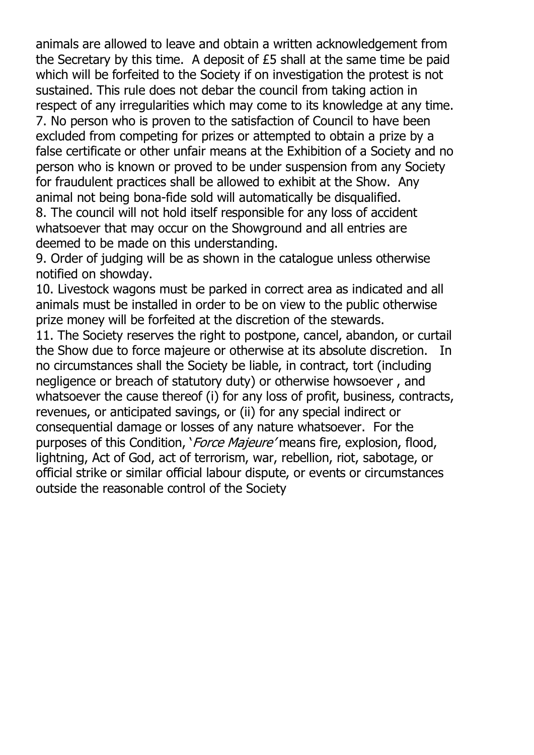animals are allowed to leave and obtain a written acknowledgement from the Secretary by this time. A deposit of £5 shall at the same time be paid which will be forfeited to the Society if on investigation the protest is not sustained. This rule does not debar the council from taking action in respect of any irregularities which may come to its knowledge at any time.

7. No person who is proven to the satisfaction of Council to have been excluded from competing for prizes or attempted to obtain a prize by a false certificate or other unfair means at the Exhibition of a Society and no person who is known or proved to be under suspension from any Society for fraudulent practices shall be allowed to exhibit at the Show. Any animal not being bona-fide sold will automatically be disqualified.

8. The council will not hold itself responsible for any loss of accident whatsoever that may occur on the Showground and all entries are deemed to be made on this understanding.

9. Order of judging will be as shown in the catalogue unless otherwise notified on showday.

10. Livestock wagons must be parked in correct area as indicated and all animals must be installed in order to be on view to the public otherwise prize money will be forfeited at the discretion of the stewards.

11. The Society reserves the right to postpone, cancel, abandon, or curtail the Show due to force majeure or otherwise at its absolute discretion. In no circumstances shall the Society be liable, in contract, tort (including negligence or breach of statutory duty) or otherwise howsoever , and whatsoever the cause thereof (i) for any loss of profit, business, contracts, revenues, or anticipated savings, or (ii) for any special indirect or consequential damage or losses of any nature whatsoever. For the purposes of this Condition, '*Force Majeure*' means fire, explosion, flood, lightning, Act of God, act of terrorism, war, rebellion, riot, sabotage, or official strike or similar official labour dispute, or events or circumstances outside the reasonable control of the Society